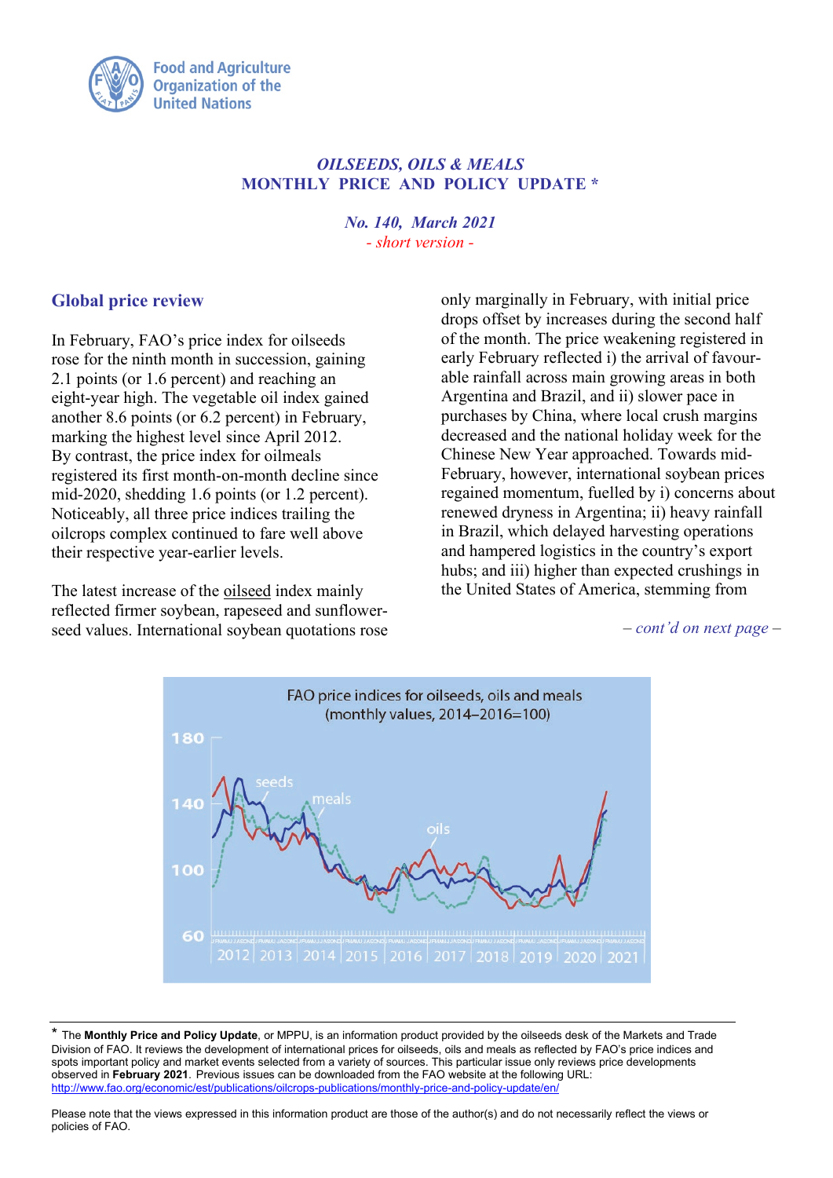Food and Agriculture Organization of the United Nations

*OILSEEDS, OILS & MEALS*
**MONTHLY PRICE AND POLICY UPDATE ***

*No. 140, March 2021*
*- short version -*

## Global price review

In February, FAO's price index for oilseeds rose for the ninth month in succession, gaining 2.1 points (or 1.6 percent) and reaching an eight-year high. The vegetable oil index gained another 8.6 points (or 6.2 percent) in February, marking the highest level since April 2012. By contrast, the price index for oilmeals registered its first month-on-month decline since mid-2020, shedding 1.6 points (or 1.2 percent). Noticeably, all three price indices trailing the oilcrops complex continued to fare well above their respective year-earlier levels.

The latest increase of the oilseed index mainly reflected firmer soybean, rapeseed and sunflower-seed values. International soybean quotations rose only marginally in February, with initial price drops offset by increases during the second half of the month. The price weakening registered in early February reflected i) the arrival of favourable rainfall across main growing areas in both Argentina and Brazil, and ii) slower pace in purchases by China, where local crush margins decreased and the national holiday week for the Chinese New Year approached. Towards mid-February, however, international soybean prices regained momentum, fuelled by i) concerns about renewed dryness in Argentina; ii) heavy rainfall in Brazil, which delayed harvesting operations and hampered logistics in the country's export hubs; and iii) higher than expected crushings in the United States of America, stemming from

*– cont'd on next page –*

FAO price indices for oilseeds, oils and meals (monthly values, 2014–2016=100)

---

* The **Monthly Price and Policy Update**, or MPPU, is an information product provided by the oilseeds desk of the Markets and Trade Division of FAO. It reviews the development of international prices for oilseeds, oils and meals as reflected by FAO's price indices and spots important policy and market events selected from a variety of sources. This particular issue only reviews price developments observed in **February 2021**. Previous issues can be downloaded from the FAO website at the following URL: http://www.fao.org/economic/est/publications/oilcrops-publications/monthly-price-and-policy-update/en/

Please note that the views expressed in this information product are those of the author(s) and do not necessarily reflect the views or policies of FAO.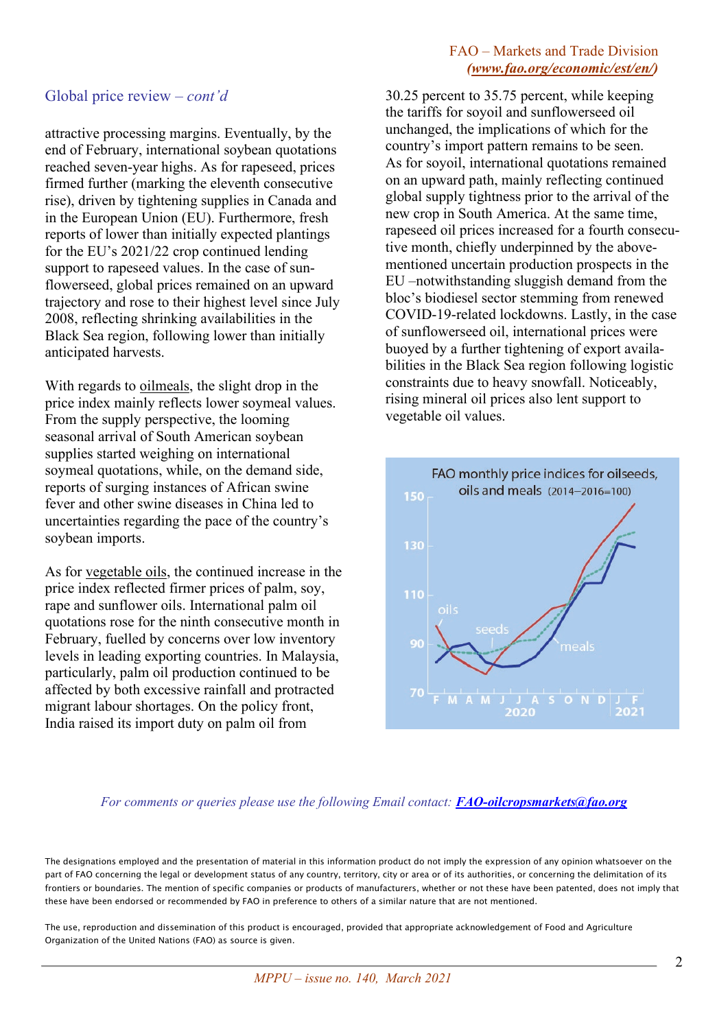## Global price review – *cont'd*

attractive processing margins. Eventually, by the end of February, international soybean quotations reached seven-year highs. As for rapeseed, prices firmed further (marking the eleventh consecutive rise), driven by tightening supplies in Canada and in the European Union (EU). Furthermore, fresh reports of lower than initially expected plantings for the EU's 2021/22 crop continued lending support to rapeseed values. In the case of sunflowerseed, global prices remained on an upward trajectory and rose to their highest level since July 2008, reflecting shrinking availabilities in the Black Sea region, following lower than initially anticipated harvests.

With regards to oilmeals, the slight drop in the price index mainly reflects lower soymeal values. From the supply perspective, the looming seasonal arrival of South American soybean supplies started weighing on international soymeal quotations, while, on the demand side, reports of surging instances of African swine fever and other swine diseases in China led to uncertainties regarding the pace of the country's soybean imports.

As for vegetable oils, the continued increase in the price index reflected firmer prices of palm, soy, rape and sunflower oils. International palm oil quotations rose for the ninth consecutive month in February, fuelled by concerns over low inventory levels in leading exporting countries. In Malaysia, particularly, palm oil production continued to be affected by both excessive rainfall and protracted migrant labour shortages. On the policy front, India raised its import duty on palm oil from 30.25 percent to 35.75 percent, while keeping the tariffs for soyoil and sunflowerseed oil unchanged, the implications of which for the country's import pattern remains to be seen. As for soyoil, international quotations remained on an upward path, mainly reflecting continued global supply tightness prior to the arrival of the new crop in South America. At the same time, rapeseed oil prices increased for a fourth consecutive month, chiefly underpinned by the above-mentioned uncertain production prospects in the EU –notwithstanding sluggish demand from the bloc's biodiesel sector stemming from renewed COVID-19-related lockdowns. Lastly, in the case of sunflowerseed oil, international prices were buoyed by a further tightening of export availabilities in the Black Sea region following logistic constraints due to heavy snowfall. Noticeably, rising mineral oil prices also lent support to vegetable oil values.

FAO monthly price indices for oilseeds, oils and meals (2014–2016=100)

*For comments or queries please use the following Email contact:* ***FAO-oilcropsmarkets@fao.org***

The designations employed and the presentation of material in this information product do not imply the expression of any opinion whatsoever on the part of FAO concerning the legal or development status of any country, territory, city or area or of its authorities, or concerning the delimitation of its frontiers or boundaries. The mention of specific companies or products of manufacturers, whether or not these have been patented, does not imply that these have been endorsed or recommended by FAO in preference to others of a similar nature that are not mentioned.

The use, reproduction and dissemination of this product is encouraged, provided that appropriate acknowledgement of Food and Agriculture Organization of the United Nations (FAO) as source is given.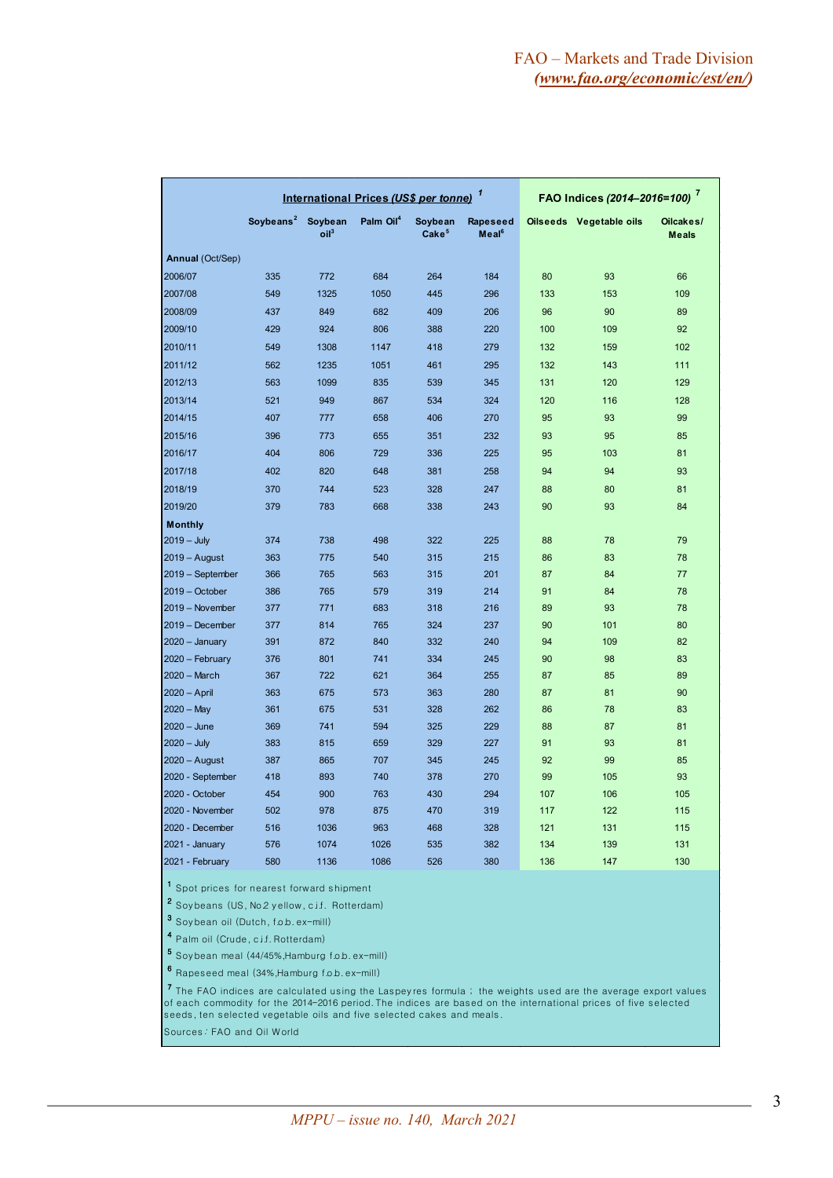| | International Prices (US$ per tonne) [1] | | | | | FAO Indices (2014–2016=100) [7] | | |
|---|---|---|---|---|---|---|---|---|
| | Soybeans[2] | Soybean oil[3] | Palm Oil[4] | Soybean Cake[5] | Rapeseed Meal[6] | Oilseeds | Vegetable oils | Oilcakes/ Meals |
| **Annual** (Oct/Sep) | | | | | | | | |
| 2006/07 | 335 | 772 | 684 | 264 | 184 | 80 | 93 | 66 |
| 2007/08 | 549 | 1325 | 1050 | 445 | 296 | 133 | 153 | 109 |
| 2008/09 | 437 | 849 | 682 | 409 | 206 | 96 | 90 | 89 |
| 2009/10 | 429 | 924 | 806 | 388 | 220 | 100 | 109 | 92 |
| 2010/11 | 549 | 1308 | 1147 | 418 | 279 | 132 | 159 | 102 |
| 2011/12 | 562 | 1235 | 1051 | 461 | 295 | 132 | 143 | 111 |
| 2012/13 | 563 | 1099 | 835 | 539 | 345 | 131 | 120 | 129 |
| 2013/14 | 521 | 949 | 867 | 534 | 324 | 120 | 116 | 128 |
| 2014/15 | 407 | 777 | 658 | 406 | 270 | 95 | 93 | 99 |
| 2015/16 | 396 | 773 | 655 | 351 | 232 | 93 | 95 | 85 |
| 2016/17 | 404 | 806 | 729 | 336 | 225 | 95 | 103 | 81 |
| 2017/18 | 402 | 820 | 648 | 381 | 258 | 94 | 94 | 93 |
| 2018/19 | 370 | 744 | 523 | 328 | 247 | 88 | 80 | 81 |
| 2019/20 | 379 | 783 | 668 | 338 | 243 | 90 | 93 | 84 |
| **Monthly** | | | | | | | | |
| 2019 – July | 374 | 738 | 498 | 322 | 225 | 88 | 78 | 79 |
| 2019 – August | 363 | 775 | 540 | 315 | 215 | 86 | 83 | 78 |
| 2019 – September | 366 | 765 | 563 | 315 | 201 | 87 | 84 | 77 |
| 2019 – October | 386 | 765 | 579 | 319 | 214 | 91 | 84 | 78 |
| 2019 – November | 377 | 771 | 683 | 318 | 216 | 89 | 93 | 78 |
| 2019 – December | 377 | 814 | 765 | 324 | 237 | 90 | 101 | 80 |
| 2020 – January | 391 | 872 | 840 | 332 | 240 | 94 | 109 | 82 |
| 2020 – February | 376 | 801 | 741 | 334 | 245 | 90 | 98 | 83 |
| 2020 – March | 367 | 722 | 621 | 364 | 255 | 87 | 85 | 89 |
| 2020 – April | 363 | 675 | 573 | 363 | 280 | 87 | 81 | 90 |
| 2020 – May | 361 | 675 | 531 | 328 | 262 | 86 | 78 | 83 |
| 2020 – June | 369 | 741 | 594 | 325 | 229 | 88 | 87 | 81 |
| 2020 – July | 383 | 815 | 659 | 329 | 227 | 91 | 93 | 81 |
| 2020 – August | 387 | 865 | 707 | 345 | 245 | 92 | 99 | 85 |
| 2020 - September | 418 | 893 | 740 | 378 | 270 | 99 | 105 | 93 |
| 2020 - October | 454 | 900 | 763 | 430 | 294 | 107 | 106 | 105 |
| 2020 - November | 502 | 978 | 875 | 470 | 319 | 117 | 122 | 115 |
| 2020 - December | 516 | 1036 | 963 | 468 | 328 | 121 | 131 | 115 |
| 2021 - January | 576 | 1074 | 1026 | 535 | 382 | 134 | 139 | 131 |
| 2021 - February | 580 | 1136 | 1086 | 526 | 380 | 136 | 147 | 130 |

[1] Spot prices for nearest forward shipment
[2] Soybeans (US, No.2 yellow, c.i.f. Rotterdam)
[3] Soybean oil (Dutch, f.o.b. ex-mill)
[4] Palm oil (Crude, c.i.f. Rotterdam)
[5] Soybean meal (44/45%,Hamburg f.o.b. ex-mill)
[6] Rapeseed meal (34%,Hamburg f.o.b. ex-mill)
[7] The FAO indices are calculated using the Laspeyres formula ; the weights used are the average export values of each commodity for the 2014-2016 period. The indices are based on the international prices of five selected seeds, ten selected vegetable oils and five selected cakes and meals.

Sources: FAO and Oil World